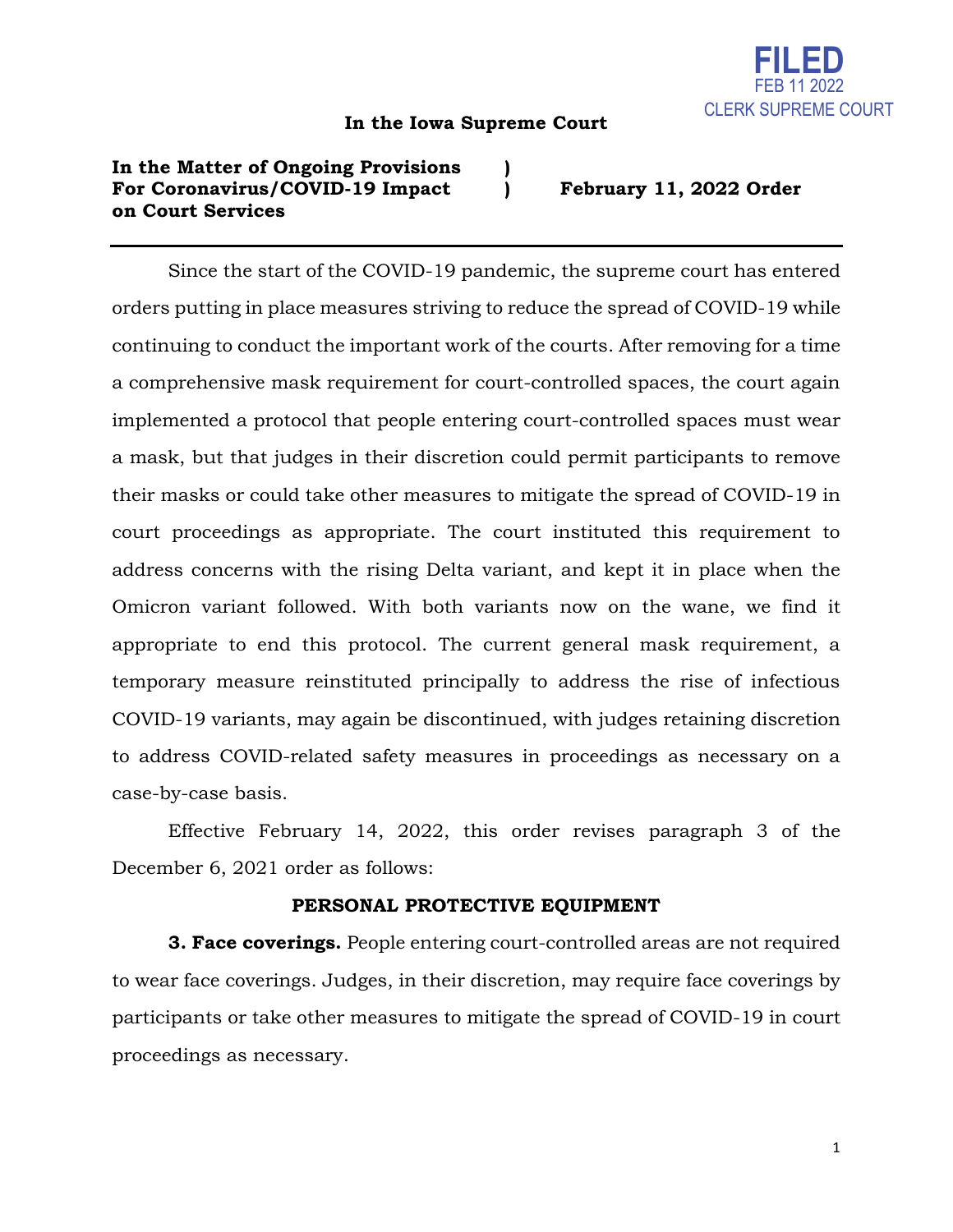FILED
FEB 11 2022
CLERK SUPREME COURT

# In the Iowa Supreme Court

**In the Matter of Ongoing Provisions For Coronavirus/COVID-19 Impact on Court Services** ) ) **February 11, 2022 Order**

---

Since the start of the COVID-19 pandemic, the supreme court has entered orders putting in place measures striving to reduce the spread of COVID-19 while continuing to conduct the important work of the courts. After removing for a time a comprehensive mask requirement for court-controlled spaces, the court again implemented a protocol that people entering court-controlled spaces must wear a mask, but that judges in their discretion could permit participants to remove their masks or could take other measures to mitigate the spread of COVID-19 in court proceedings as appropriate. The court instituted this requirement to address concerns with the rising Delta variant, and kept it in place when the Omicron variant followed. With both variants now on the wane, we find it appropriate to end this protocol. The current general mask requirement, a temporary measure reinstituted principally to address the rise of infectious COVID-19 variants, may again be discontinued, with judges retaining discretion to address COVID-related safety measures in proceedings as necessary on a case-by-case basis.

Effective February 14, 2022, this order revises paragraph 3 of the December 6, 2021 order as follows:

## PERSONAL PROTECTIVE EQUIPMENT

**3. Face coverings.** People entering court-controlled areas are not required to wear face coverings. Judges, in their discretion, may require face coverings by participants or take other measures to mitigate the spread of COVID-19 in court proceedings as necessary.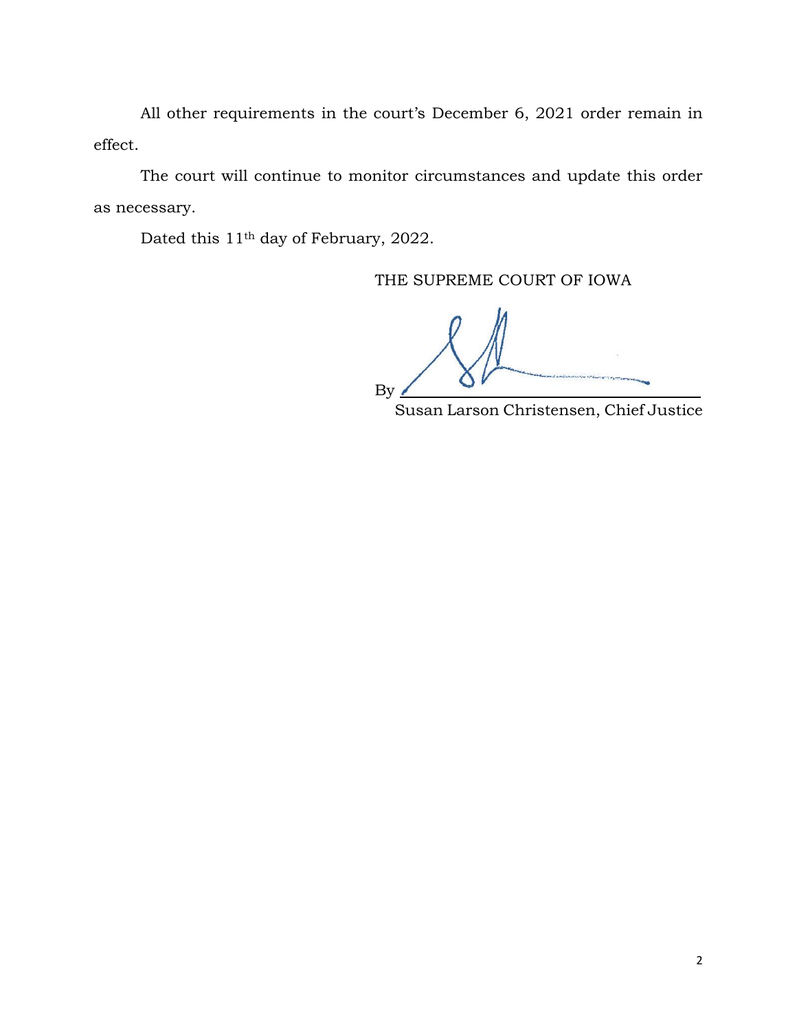All other requirements in the court's December 6, 2021 order remain in effect.

The court will continue to monitor circumstances and update this order as necessary.

Dated this 11th day of February, 2022.

THE SUPREME COURT OF IOWA

By ______________________________

Susan Larson Christensen, Chief Justice